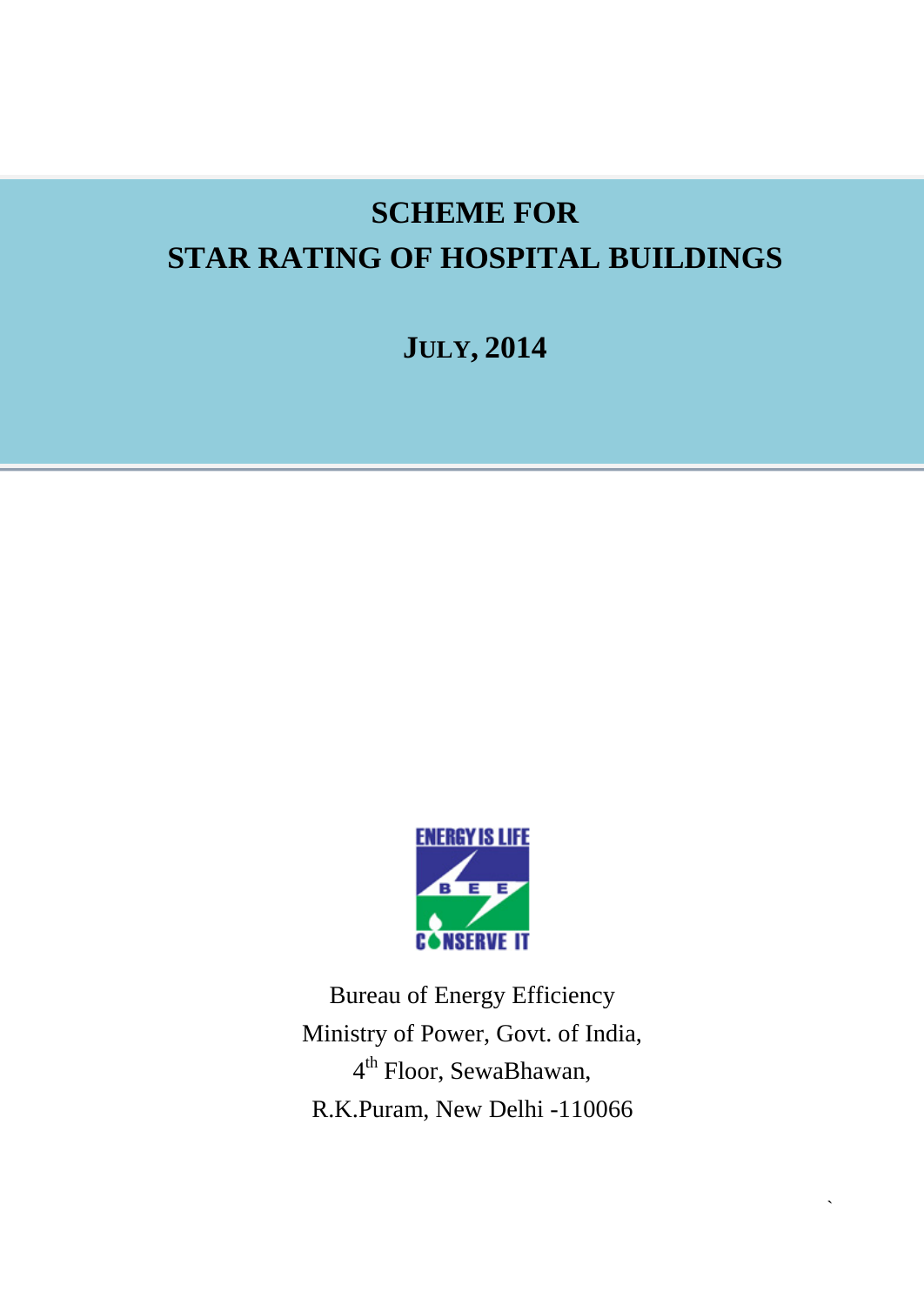# SCHEME FOR STAR RATING OF HOSPITAL BUILDINGS

## JULY, 2014

Bureau of Energy Efficiency

Ministry of Power, Govt. of India,

4th Floor, SewaBhawan,

R.K.Puram, New Delhi -110066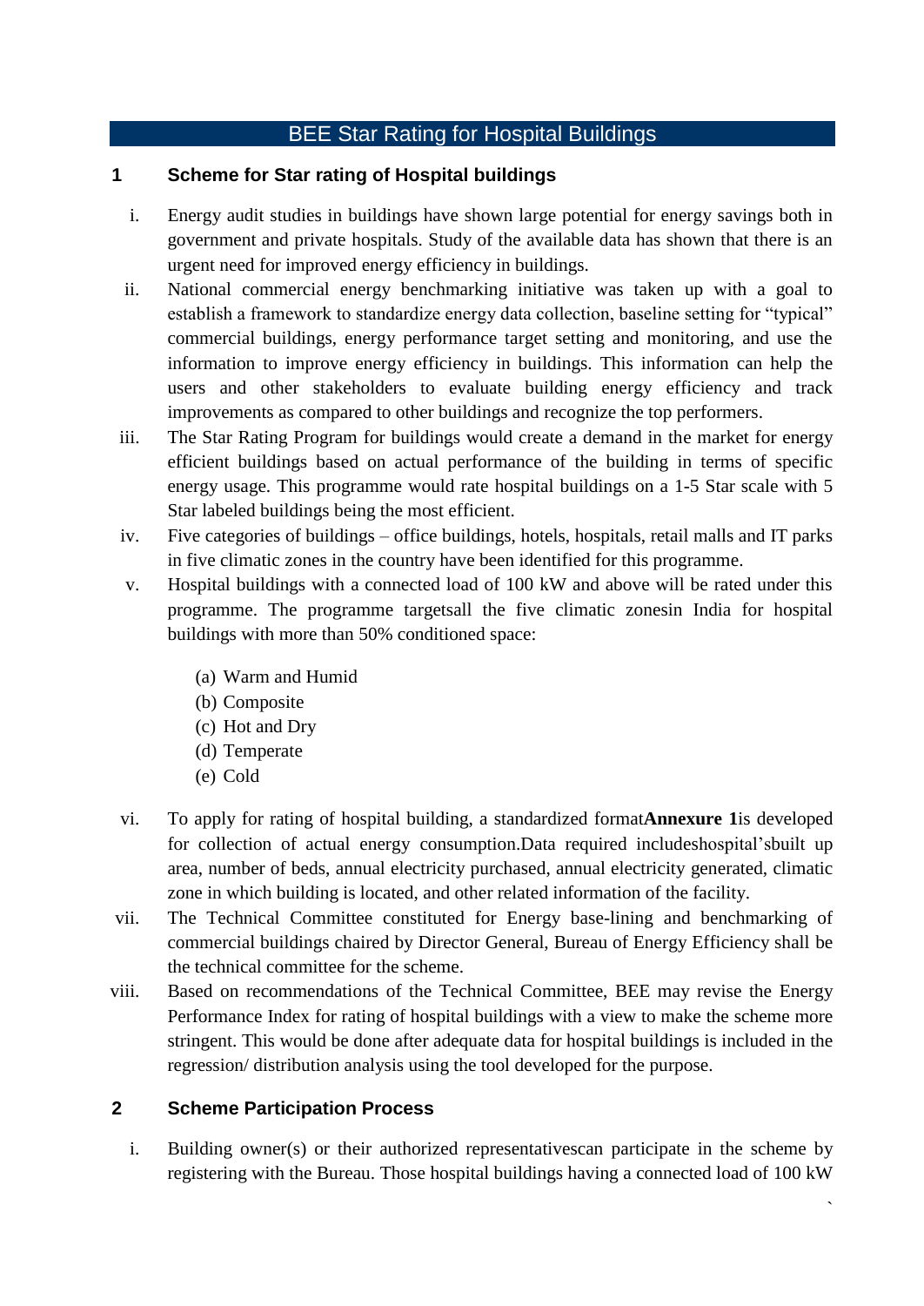# BEE Star Rating for Hospital Buildings

## 1 Scheme for Star rating of Hospital buildings

i. Energy audit studies in buildings have shown large potential for energy savings both in government and private hospitals. Study of the available data has shown that there is an urgent need for improved energy efficiency in buildings.

ii. National commercial energy benchmarking initiative was taken up with a goal to establish a framework to standardize energy data collection, baseline setting for "typical" commercial buildings, energy performance target setting and monitoring, and use the information to improve energy efficiency in buildings. This information can help the users and other stakeholders to evaluate building energy efficiency and track improvements as compared to other buildings and recognize the top performers.

iii. The Star Rating Program for buildings would create a demand in the market for energy efficient buildings based on actual performance of the building in terms of specific energy usage. This programme would rate hospital buildings on a 1-5 Star scale with 5 Star labeled buildings being the most efficient.

iv. Five categories of buildings – office buildings, hotels, hospitals, retail malls and IT parks in five climatic zones in the country have been identified for this programme.

v. Hospital buildings with a connected load of 100 kW and above will be rated under this programme. The programme targetsall the five climatic zonesin India for hospital buildings with more than 50% conditioned space:

   (a) Warm and Humid
   (b) Composite
   (c) Hot and Dry
   (d) Temperate
   (e) Cold

vi. To apply for rating of hospital building, a standardized format**Annexure 1**is developed for collection of actual energy consumption.Data required includeshospital'sbuilt up area, number of beds, annual electricity purchased, annual electricity generated, climatic zone in which building is located, and other related information of the facility.

vii. The Technical Committee constituted for Energy base-lining and benchmarking of commercial buildings chaired by Director General, Bureau of Energy Efficiency shall be the technical committee for the scheme.

viii. Based on recommendations of the Technical Committee, BEE may revise the Energy Performance Index for rating of hospital buildings with a view to make the scheme more stringent. This would be done after adequate data for hospital buildings is included in the regression/ distribution analysis using the tool developed for the purpose.

## 2 Scheme Participation Process

i. Building owner(s) or their authorized representativescan participate in the scheme by registering with the Bureau. Those hospital buildings having a connected load of 100 kW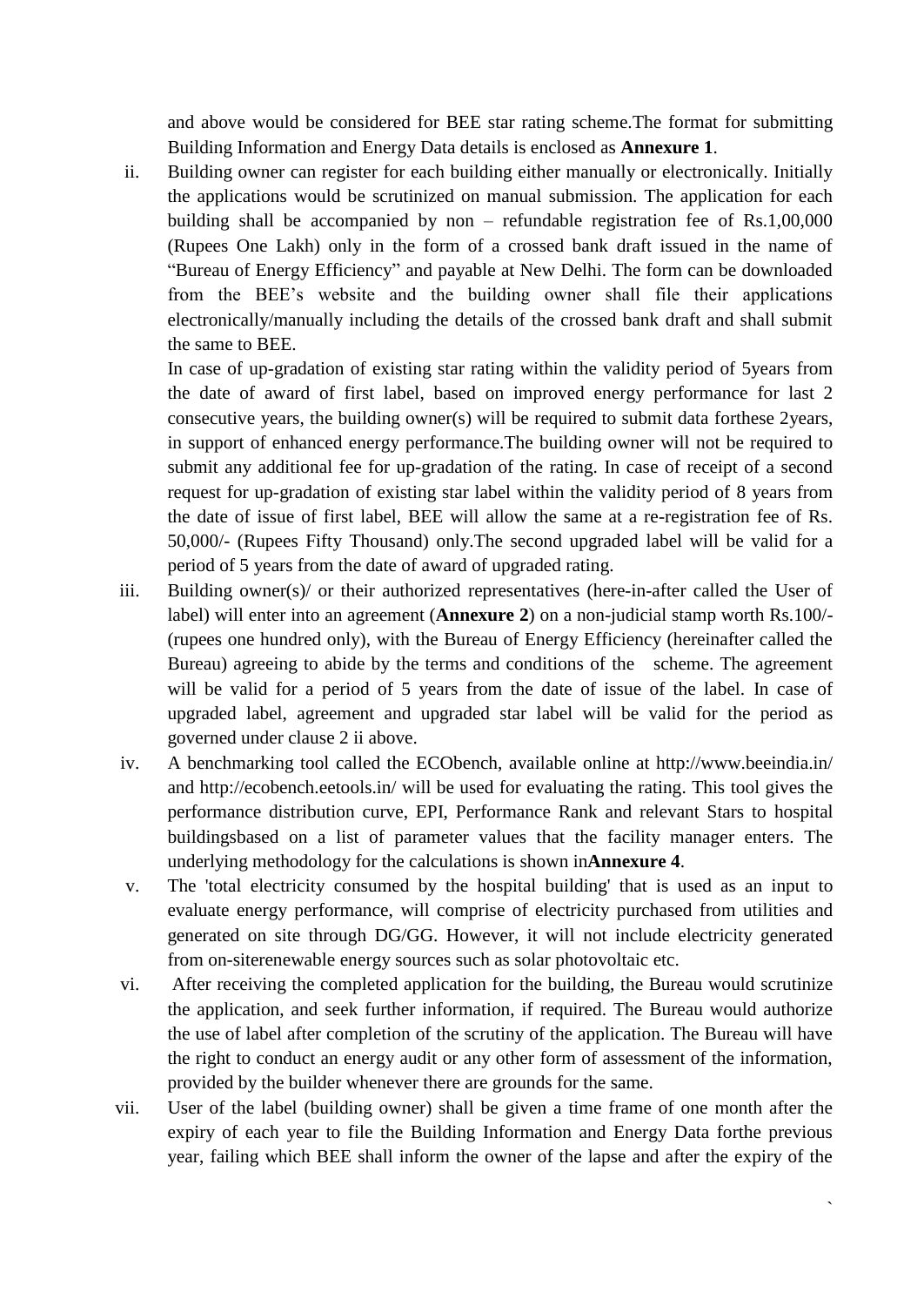and above would be considered for BEE star rating scheme.The format for submitting Building Information and Energy Data details is enclosed as **Annexure 1**.

ii. Building owner can register for each building either manually or electronically. Initially the applications would be scrutinized on manual submission. The application for each building shall be accompanied by non – refundable registration fee of Rs.1,00,000 (Rupees One Lakh) only in the form of a crossed bank draft issued in the name of "Bureau of Energy Efficiency" and payable at New Delhi. The form can be downloaded from the BEE's website and the building owner shall file their applications electronically/manually including the details of the crossed bank draft and shall submit the same to BEE.

   In case of up-gradation of existing star rating within the validity period of 5years from the date of award of first label, based on improved energy performance for last 2 consecutive years, the building owner(s) will be required to submit data forthese 2years, in support of enhanced energy performance.The building owner will not be required to submit any additional fee for up-gradation of the rating. In case of receipt of a second request for up-gradation of existing star label within the validity period of 8 years from the date of issue of first label, BEE will allow the same at a re-registration fee of Rs. 50,000/- (Rupees Fifty Thousand) only.The second upgraded label will be valid for a period of 5 years from the date of award of upgraded rating.

iii. Building owner(s)/ or their authorized representatives (here-in-after called the User of label) will enter into an agreement (**Annexure 2**) on a non-judicial stamp worth Rs.100/- (rupees one hundred only), with the Bureau of Energy Efficiency (hereinafter called the Bureau) agreeing to abide by the terms and conditions of the scheme. The agreement will be valid for a period of 5 years from the date of issue of the label. In case of upgraded label, agreement and upgraded star label will be valid for the period as governed under clause 2 ii above.

iv. A benchmarking tool called the ECObench, available online at http://www.beeindia.in/ and http://ecobench.eetools.in/ will be used for evaluating the rating. This tool gives the performance distribution curve, EPI, Performance Rank and relevant Stars to hospital buildingsbased on a list of parameter values that the facility manager enters. The underlying methodology for the calculations is shown in**Annexure 4**.

v. The 'total electricity consumed by the hospital building' that is used as an input to evaluate energy performance, will comprise of electricity purchased from utilities and generated on site through DG/GG. However, it will not include electricity generated from on-siterenewable energy sources such as solar photovoltaic etc.

vi. After receiving the completed application for the building, the Bureau would scrutinize the application, and seek further information, if required. The Bureau would authorize the use of label after completion of the scrutiny of the application. The Bureau will have the right to conduct an energy audit or any other form of assessment of the information, provided by the builder whenever there are grounds for the same.

vii. User of the label (building owner) shall be given a time frame of one month after the expiry of each year to file the Building Information and Energy Data forthe previous year, failing which BEE shall inform the owner of the lapse and after the expiry of the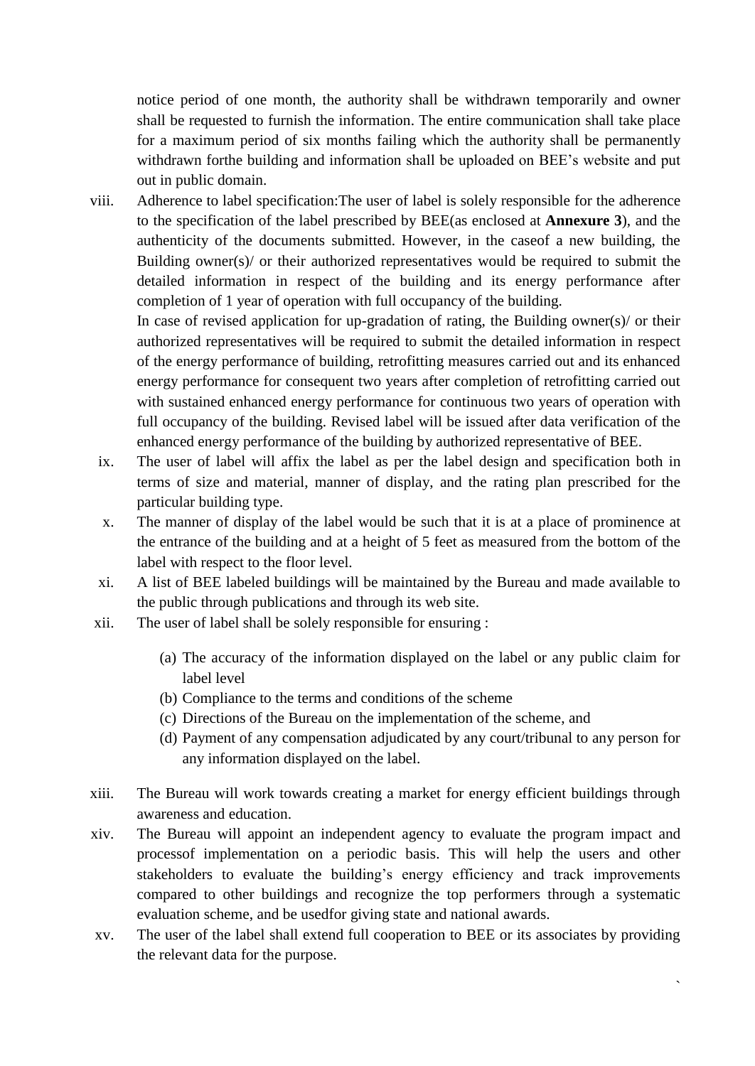notice period of one month, the authority shall be withdrawn temporarily and owner shall be requested to furnish the information. The entire communication shall take place for a maximum period of six months failing which the authority shall be permanently withdrawn forthe building and information shall be uploaded on BEE's website and put out in public domain.

viii. Adherence to label specification:The user of label is solely responsible for the adherence to the specification of the label prescribed by BEE(as enclosed at **Annexure 3**), and the authenticity of the documents submitted. However, in the caseof a new building, the Building owner(s)/ or their authorized representatives would be required to submit the detailed information in respect of the building and its energy performance after completion of 1 year of operation with full occupancy of the building.

    In case of revised application for up-gradation of rating, the Building owner(s)/ or their authorized representatives will be required to submit the detailed information in respect of the energy performance of building, retrofitting measures carried out and its enhanced energy performance for consequent two years after completion of retrofitting carried out with sustained enhanced energy performance for continuous two years of operation with full occupancy of the building. Revised label will be issued after data verification of the enhanced energy performance of the building by authorized representative of BEE.

ix. The user of label will affix the label as per the label design and specification both in terms of size and material, manner of display, and the rating plan prescribed for the particular building type.

x. The manner of display of the label would be such that it is at a place of prominence at the entrance of the building and at a height of 5 feet as measured from the bottom of the label with respect to the floor level.

xi. A list of BEE labeled buildings will be maintained by the Bureau and made available to the public through publications and through its web site.

xii. The user of label shall be solely responsible for ensuring :

    (a) The accuracy of the information displayed on the label or any public claim for label level
    (b) Compliance to the terms and conditions of the scheme
    (c) Directions of the Bureau on the implementation of the scheme, and
    (d) Payment of any compensation adjudicated by any court/tribunal to any person for any information displayed on the label.

xiii. The Bureau will work towards creating a market for energy efficient buildings through awareness and education.

xiv. The Bureau will appoint an independent agency to evaluate the program impact and processof implementation on a periodic basis. This will help the users and other stakeholders to evaluate the building's energy efficiency and track improvements compared to other buildings and recognize the top performers through a systematic evaluation scheme, and be usedfor giving state and national awards.

xv. The user of the label shall extend full cooperation to BEE or its associates by providing the relevant data for the purpose.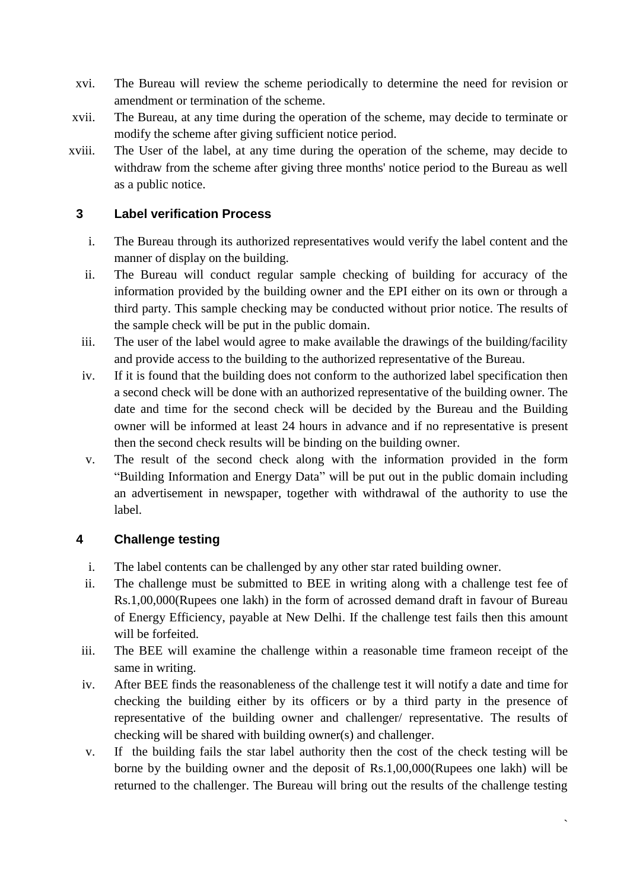xvi. The Bureau will review the scheme periodically to determine the need for revision or amendment or termination of the scheme.

xvii. The Bureau, at any time during the operation of the scheme, may decide to terminate or modify the scheme after giving sufficient notice period.

xviii. The User of the label, at any time during the operation of the scheme, may decide to withdraw from the scheme after giving three months' notice period to the Bureau as well as a public notice.

## 3 Label verification Process

i. The Bureau through its authorized representatives would verify the label content and the manner of display on the building.

ii. The Bureau will conduct regular sample checking of building for accuracy of the information provided by the building owner and the EPI either on its own or through a third party. This sample checking may be conducted without prior notice. The results of the sample check will be put in the public domain.

iii. The user of the label would agree to make available the drawings of the building/facility and provide access to the building to the authorized representative of the Bureau.

iv. If it is found that the building does not conform to the authorized label specification then a second check will be done with an authorized representative of the building owner. The date and time for the second check will be decided by the Bureau and the Building owner will be informed at least 24 hours in advance and if no representative is present then the second check results will be binding on the building owner.

v. The result of the second check along with the information provided in the form "Building Information and Energy Data" will be put out in the public domain including an advertisement in newspaper, together with withdrawal of the authority to use the label.

## 4 Challenge testing

i. The label contents can be challenged by any other star rated building owner.

ii. The challenge must be submitted to BEE in writing along with a challenge test fee of Rs.1,00,000(Rupees one lakh) in the form of acrossed demand draft in favour of Bureau of Energy Efficiency, payable at New Delhi. If the challenge test fails then this amount will be forfeited.

iii. The BEE will examine the challenge within a reasonable time frameon receipt of the same in writing.

iv. After BEE finds the reasonableness of the challenge test it will notify a date and time for checking the building either by its officers or by a third party in the presence of representative of the building owner and challenger/ representative. The results of checking will be shared with building owner(s) and challenger.

v. If the building fails the star label authority then the cost of the check testing will be borne by the building owner and the deposit of Rs.1,00,000(Rupees one lakh) will be returned to the challenger. The Bureau will bring out the results of the challenge testing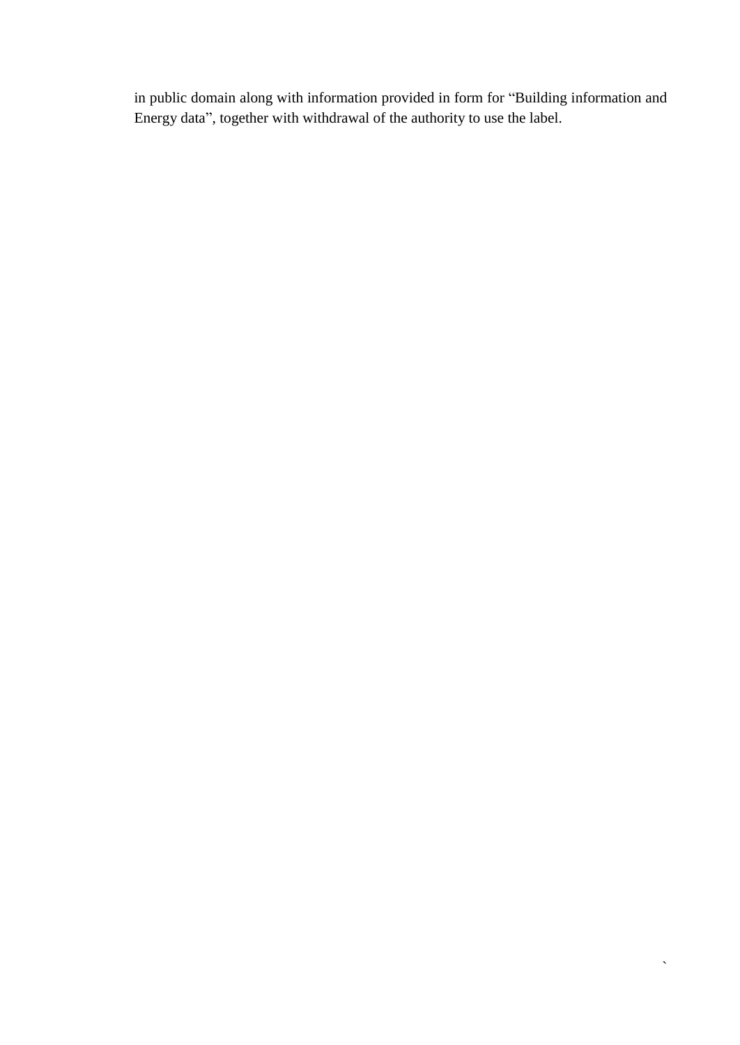in public domain along with information provided in form for “Building information and Energy data”, together with withdrawal of the authority to use the label.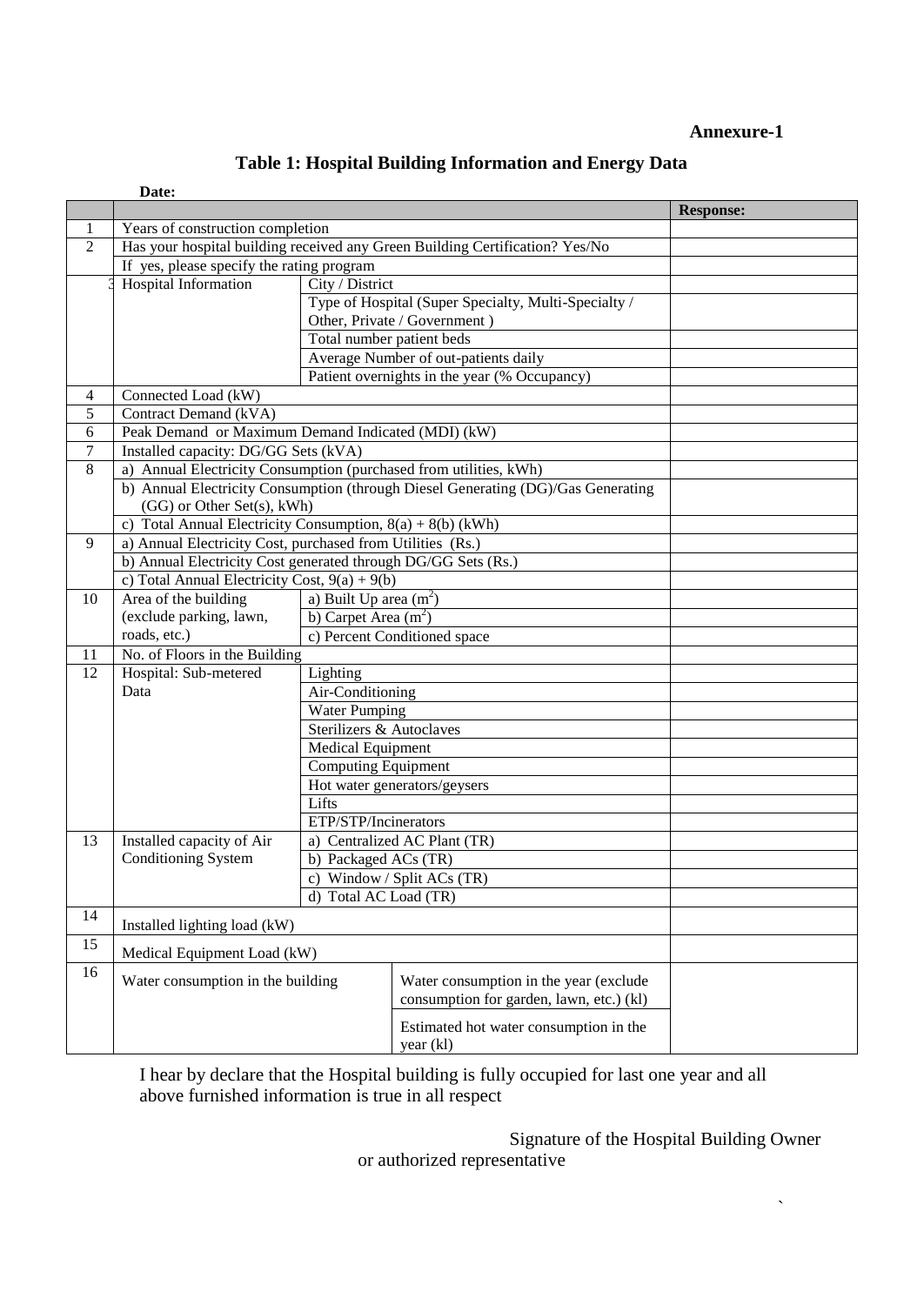**Annexure-1**

## Table 1: Hospital Building Information and Energy Data

**Date:**

| | | | | **Response:** |
|---|---|---|---|---|
| 1 | Years of construction completion | | | |
| 2 | Has your hospital building received any Green Building Certification? Yes/No | | | |
| | If yes, please specify the rating program | | | |
| 3 | Hospital Information | City / District | | |
| | | Type of Hospital (Super Specialty, Multi-Specialty / Other, Private / Government ) | | |
| | | Total number patient beds | | |
| | | Average Number of out-patients daily | | |
| | | Patient overnights in the year (% Occupancy) | | |
| 4 | Connected Load (kW) | | | |
| 5 | Contract Demand (kVA) | | | |
| 6 | Peak Demand or Maximum Demand Indicated (MDI) (kW) | | | |
| 7 | Installed capacity: DG/GG Sets (kVA) | | | |
| 8 | a) Annual Electricity Consumption (purchased from utilities, kWh) | | | |
| | b) Annual Electricity Consumption (through Diesel Generating (DG)/Gas Generating (GG) or Other Set(s), kWh) | | | |
| | c) Total Annual Electricity Consumption, 8(a) + 8(b) (kWh) | | | |
| 9 | a) Annual Electricity Cost, purchased from Utilities (Rs.) | | | |
| | b) Annual Electricity Cost generated through DG/GG Sets (Rs.) | | | |
| | c) Total Annual Electricity Cost, 9(a) + 9(b) | | | |
| 10 | Area of the building (exclude parking, lawn, roads, etc.) | a) Built Up area ($m^2$) | | |
| | | b) Carpet Area ($m^2$) | | |
| | | c) Percent Conditioned space | | |
| 11 | No. of Floors in the Building | | | |
| 12 | Hospital: Sub-metered Data | Lighting | | |
| | | Air-Conditioning | | |
| | | Water Pumping | | |
| | | Sterilizers & Autoclaves | | |
| | | Medical Equipment | | |
| | | Computing Equipment | | |
| | | Hot water generators/geysers | | |
| | | Lifts | | |
| | | ETP/STP/Incinerators | | |
| 13 | Installed capacity of Air Conditioning System | a) Centralized AC Plant (TR) | | |
| | | b) Packaged ACs (TR) | | |
| | | c) Window / Split ACs (TR) | | |
| | | d) Total AC Load (TR) | | |
| 14 | Installed lighting load (kW) | | | |
| 15 | Medical Equipment Load (kW) | | | |
| 16 | Water consumption in the building | | Water consumption in the year (exclude consumption for garden, lawn, etc.) (kl) | |
| | | | Estimated hot water consumption in the year (kl) | |

I hear by declare that the Hospital building is fully occupied for last one year and all above furnished information is true in all respect

Signature of the Hospital Building Owner or authorized representative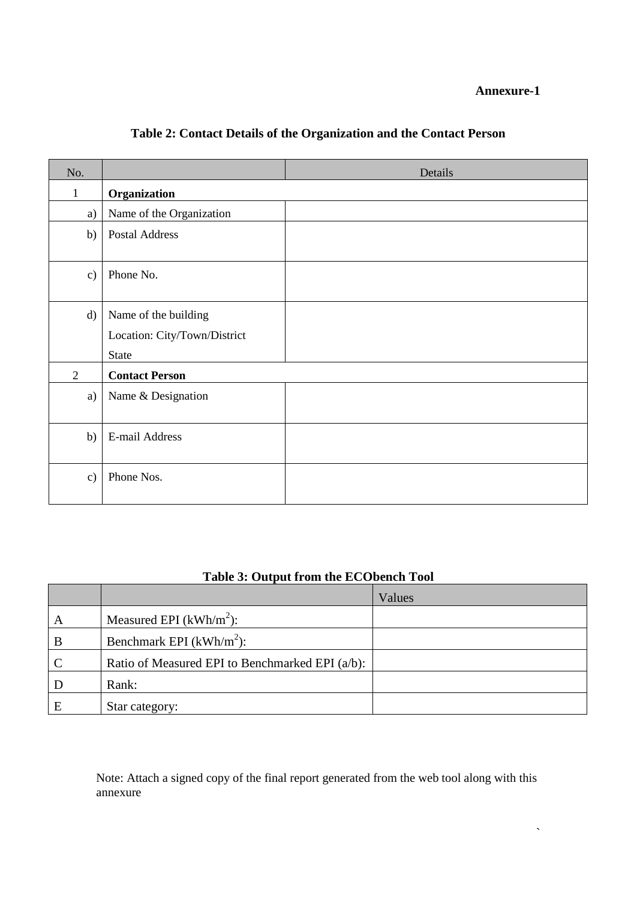**Annexure-1**

**Table 2: Contact Details of the Organization and the Contact Person**

| No. | | Details |
|---|---|---|
| 1 | **Organization** | |
| a) | Name of the Organization | |
| b) | Postal Address | |
| c) | Phone No. | |
| d) | Name of the building<br>Location: City/Town/District<br>State | |
| 2 | **Contact Person** | |
| a) | Name & Designation | |
| b) | E-mail Address | |
| c) | Phone Nos. | |

**Table 3: Output from the ECObench Tool**

| | | Values |
|---|---|---|
| A | Measured EPI ($kWh/m^2$): | |
| B | Benchmark EPI ($kWh/m^2$): | |
| C | Ratio of Measured EPI to Benchmarked EPI (a/b): | |
| D | Rank: | |
| E | Star category: | |

Note: Attach a signed copy of the final report generated from the web tool along with this annexure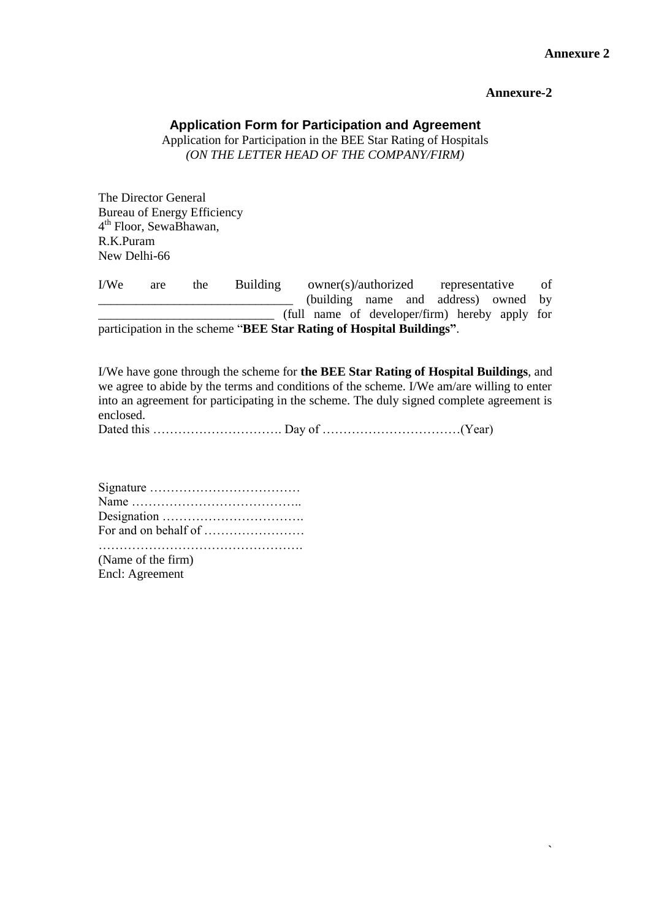**Annexure 2**

**Annexure-2**

## Application Form for Participation and Agreement

Application for Participation in the BEE Star Rating of Hospitals

*(ON THE LETTER HEAD OF THE COMPANY/FIRM)*

The Director General
Bureau of Energy Efficiency
4th Floor, SewaBhawan,
R.K.Puram
New Delhi-66

I/We are the Building owner(s)/authorized representative of ______________________________ (building name and address) owned by ___________________________ (full name of developer/firm) hereby apply for participation in the scheme "**BEE Star Rating of Hospital Buildings"**.

I/We have gone through the scheme for **the BEE Star Rating of Hospital Buildings**, and we agree to abide by the terms and conditions of the scheme. I/We am/are willing to enter into an agreement for participating in the scheme. The duly signed complete agreement is enclosed.

Dated this …………………………. Day of ……………………………(Year)

Signature ………………………………
Name …………………………………..
Designation …………………………….
For and on behalf of ……………………
………………………………………….
(Name of the firm)
Encl: Agreement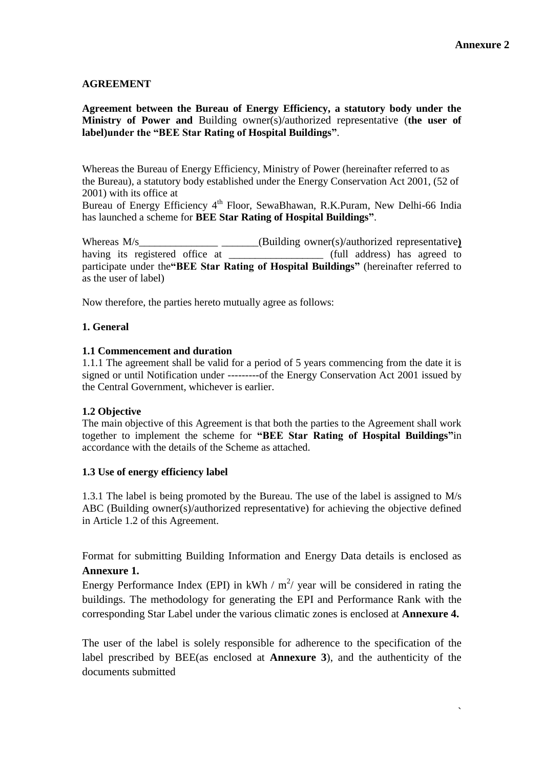**Annexure 2**

**AGREEMENT**

**Agreement between the Bureau of Energy Efficiency, a statutory body under the Ministry of Power and** Building owner(s)/authorized representative (**the user of label)under the "BEE Star Rating of Hospital Buildings"**.

Whereas the Bureau of Energy Efficiency, Ministry of Power (hereinafter referred to as the Bureau), a statutory body established under the Energy Conservation Act 2001, (52 of 2001) with its office at
Bureau of Energy Efficiency 4th Floor, SewaBhawan, R.K.Puram, New Delhi-66 India has launched a scheme for **BEE Star Rating of Hospital Buildings"**.

Whereas M/s_______________ _______(Building owner(s)/authorized representative**)** having its registered office at __________________ (full address) has agreed to participate under the**"BEE Star Rating of Hospital Buildings"** (hereinafter referred to as the user of label)

Now therefore, the parties hereto mutually agree as follows:

**1. General**

**1.1 Commencement and duration**

1.1.1 The agreement shall be valid for a period of 5 years commencing from the date it is signed or until Notification under ---------of the Energy Conservation Act 2001 issued by the Central Government, whichever is earlier.

**1.2 Objective**

The main objective of this Agreement is that both the parties to the Agreement shall work together to implement the scheme for **"BEE Star Rating of Hospital Buildings"**in accordance with the details of the Scheme as attached.

**1.3 Use of energy efficiency label**

1.3.1 The label is being promoted by the Bureau. The use of the label is assigned to M/s ABC (Building owner(s)/authorized representative) for achieving the objective defined in Article 1.2 of this Agreement.

Format for submitting Building Information and Energy Data details is enclosed as **Annexure 1.**

Energy Performance Index (EPI) in kWh / $m^2$/ year will be considered in rating the buildings. The methodology for generating the EPI and Performance Rank with the corresponding Star Label under the various climatic zones is enclosed at **Annexure 4.**

The user of the label is solely responsible for adherence to the specification of the label prescribed by BEE(as enclosed at **Annexure 3**), and the authenticity of the documents submitted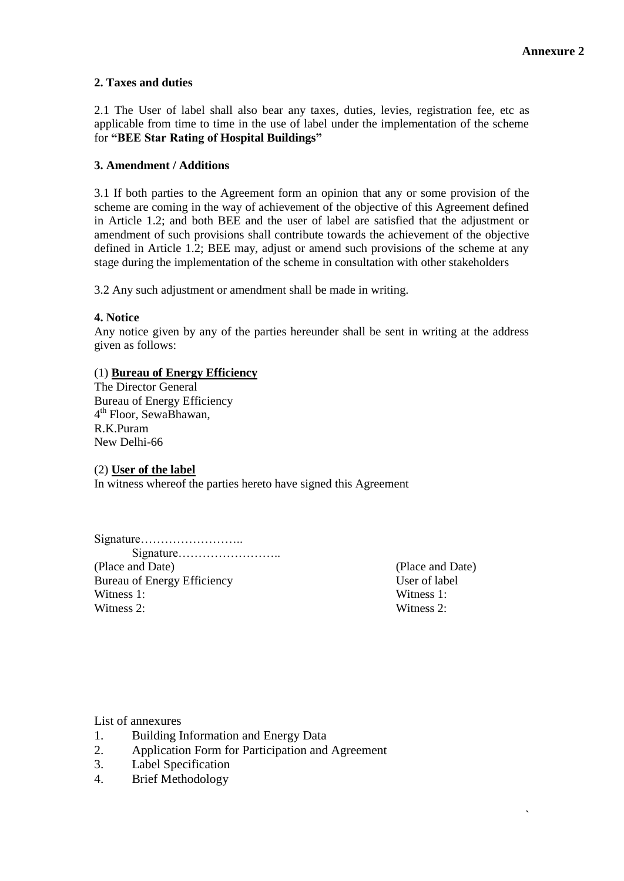**Annexure 2**

**2. Taxes and duties**

2.1 The User of label shall also bear any taxes, duties, levies, registration fee, etc as applicable from time to time in the use of label under the implementation of the scheme for **"BEE Star Rating of Hospital Buildings"**

**3. Amendment / Additions**

3.1 If both parties to the Agreement form an opinion that any or some provision of the scheme are coming in the way of achievement of the objective of this Agreement defined in Article 1.2; and both BEE and the user of label are satisfied that the adjustment or amendment of such provisions shall contribute towards the achievement of the objective defined in Article 1.2; BEE may, adjust or amend such provisions of the scheme at any stage during the implementation of the scheme in consultation with other stakeholders

3.2 Any such adjustment or amendment shall be made in writing.

**4. Notice**

Any notice given by any of the parties hereunder shall be sent in writing at the address given as follows:

(1) **Bureau of Energy Efficiency**
The Director General
Bureau of Energy Efficiency
4th Floor, SewaBhawan,
R.K.Puram
New Delhi-66

(2) **User of the label**
In witness whereof the parties hereto have signed this Agreement

Signature……………………..
Signature……………………..

| | |
|---|---|
| (Place and Date) | (Place and Date) |
| Bureau of Energy Efficiency | User of label |
| Witness 1: | Witness 1: |
| Witness 2: | Witness 2: |

List of annexures

1. Building Information and Energy Data
2. Application Form for Participation and Agreement
3. Label Specification
4. Brief Methodology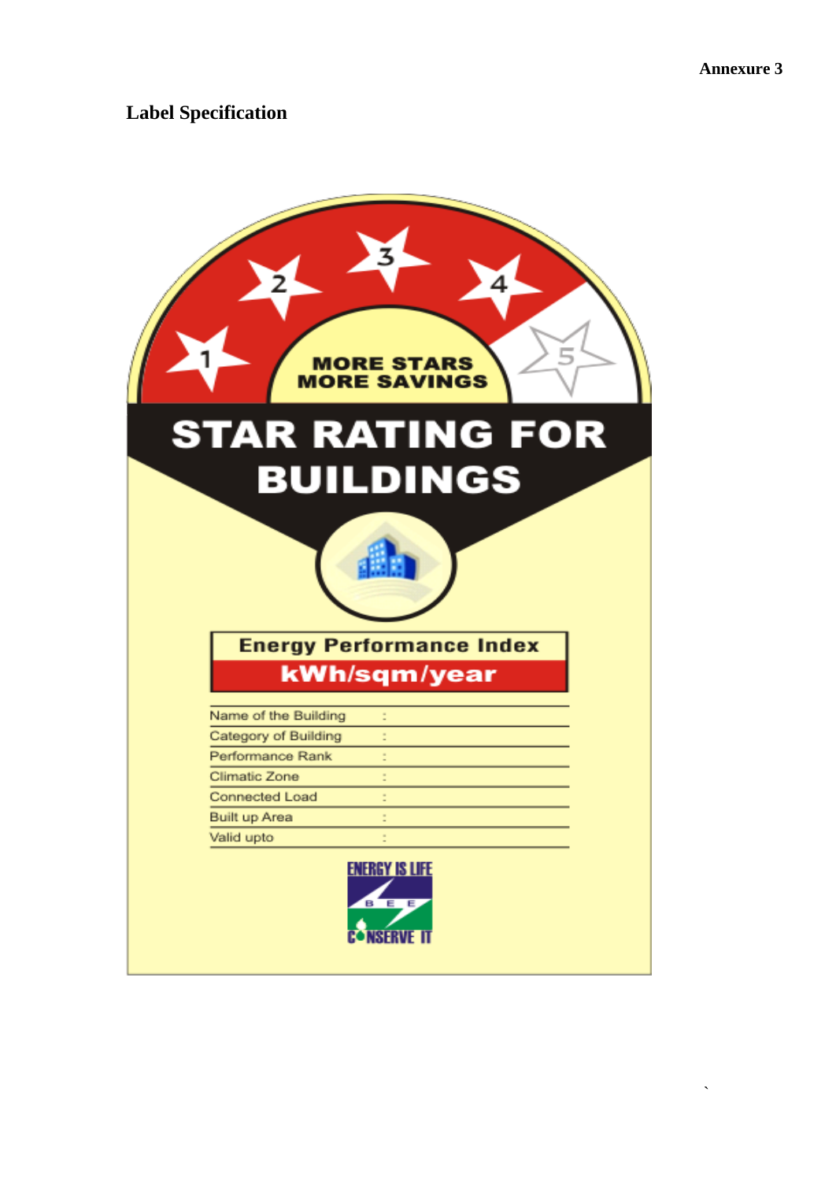Annexure 3

## Label Specification

1 2 3 4 5

MORE STARS
MORE SAVINGS

STAR RATING FOR
BUILDINGS

Energy Performance Index
kWh/sqm/year

| | |
|---|---|
| Name of the Building | : |
| Category of Building | : |
| Performance Rank | : |
| Climatic Zone | : |
| Connected Load | : |
| Built up Area | : |
| Valid upto | : |

ENERGY IS LIFE
B E E
CONSERVE IT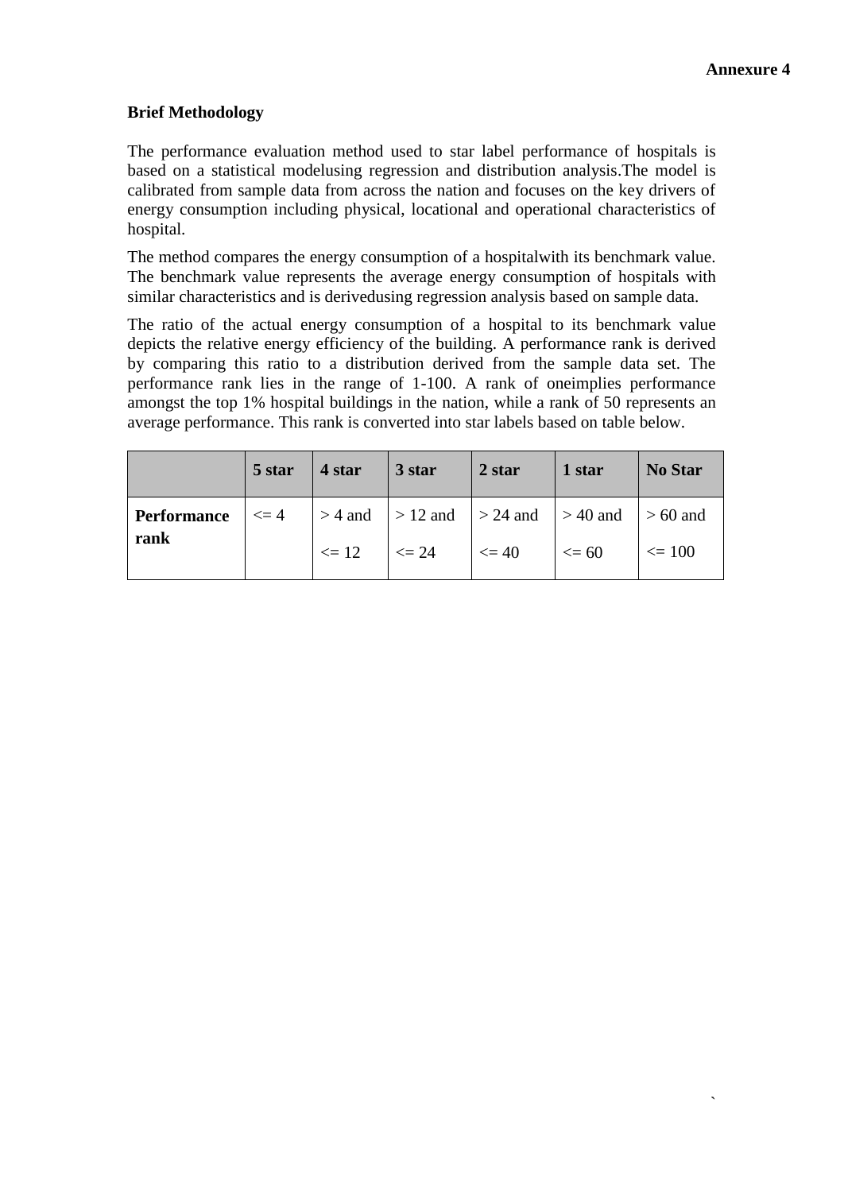**Annexure 4**

**Brief Methodology**

The performance evaluation method used to star label performance of hospitals is based on a statistical modelusing regression and distribution analysis.The model is calibrated from sample data from across the nation and focuses on the key drivers of energy consumption including physical, locational and operational characteristics of hospital.

The method compares the energy consumption of a hospitalwith its benchmark value. The benchmark value represents the average energy consumption of hospitals with similar characteristics and is derivedusing regression analysis based on sample data.

The ratio of the actual energy consumption of a hospital to its benchmark value depicts the relative energy efficiency of the building. A performance rank is derived by comparing this ratio to a distribution derived from the sample data set. The performance rank lies in the range of 1-100. A rank of oneimplies performance amongst the top 1% hospital buildings in the nation, while a rank of 50 represents an average performance. This rank is converted into star labels based on table below.

| | **5 star** | **4 star** | **3 star** | **2 star** | **1 star** | **No Star** |
|---|---|---|---|---|---|---|
| **Performance rank** | <= 4 | > 4 and <= 12 | > 12 and <= 24 | > 24 and <= 40 | > 40 and <= 60 | > 60 and <= 100 |